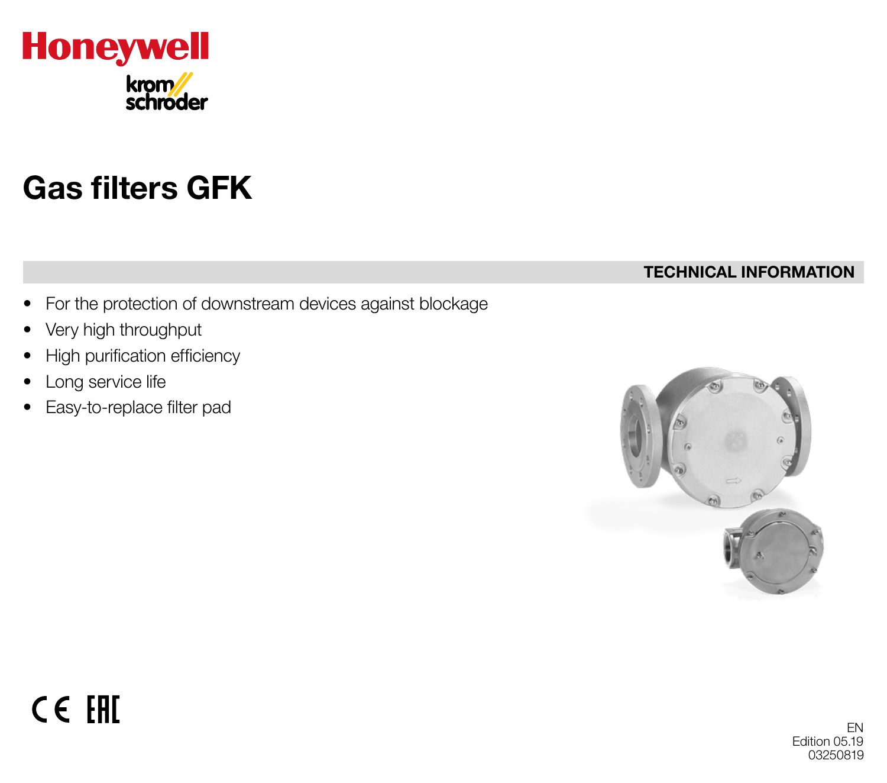Honeywell

krom schroder

# Gas filters GFK

**TECHNICAL INFORMATION**

- For the protection of downstream devices against blockage
- Very high throughput
- High purification efficiency
- Long service life
- Easy-to-replace filter pad

EN
Edition 05.19
03250819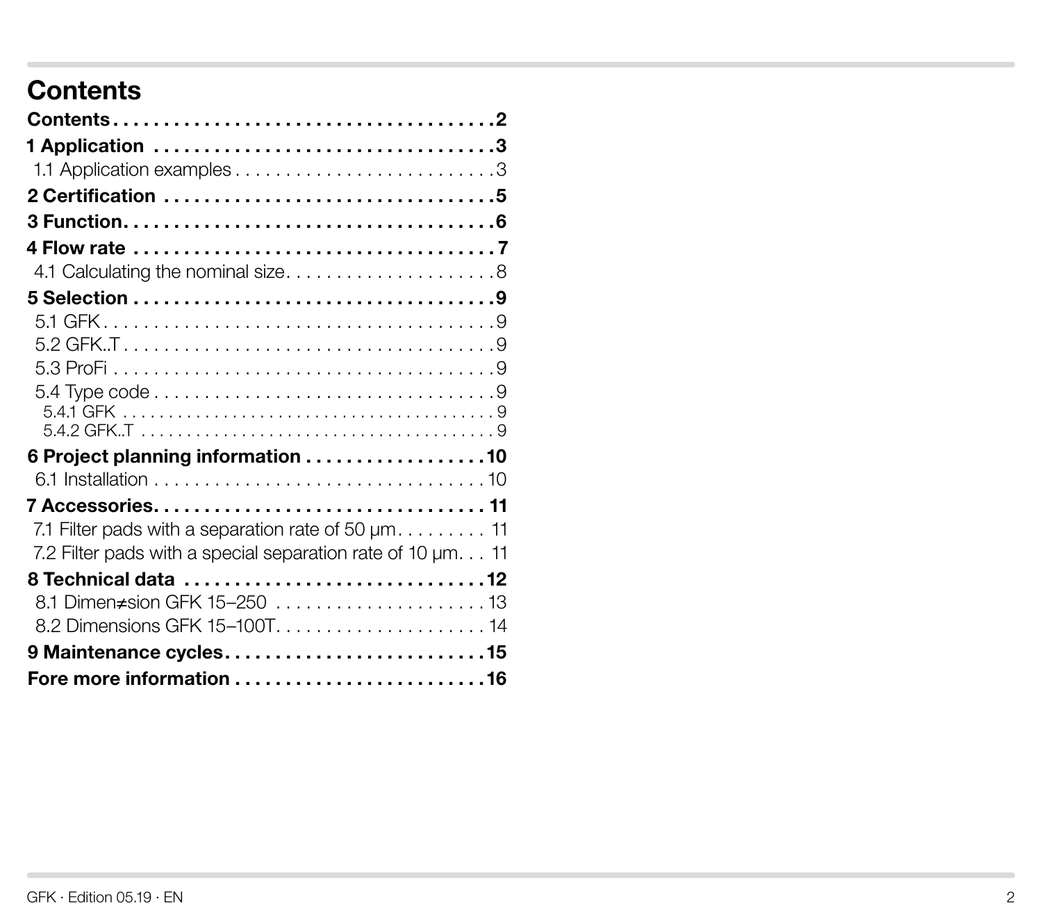# Contents

**Contents** . . . . . . . . . . . . . . . . . . . . . . . . . . . . . . . . . . . . . . **2**

**1 Application** . . . . . . . . . . . . . . . . . . . . . . . . . . . . . . . . . **3**

1.1 Application examples . . . . . . . . . . . . . . . . . . . . . . . . . 3

**2 Certification** . . . . . . . . . . . . . . . . . . . . . . . . . . . . . . . . **5**

**3 Function** . . . . . . . . . . . . . . . . . . . . . . . . . . . . . . . . . . . . **6**

**4 Flow rate** . . . . . . . . . . . . . . . . . . . . . . . . . . . . . . . . . . . **7**

4.1 Calculating the nominal size . . . . . . . . . . . . . . . . . . . . . 8

**5 Selection** . . . . . . . . . . . . . . . . . . . . . . . . . . . . . . . . . . . **9**

5.1 GFK . . . . . . . . . . . . . . . . . . . . . . . . . . . . . . . . . . . . . 9

5.2 GFK..T . . . . . . . . . . . . . . . . . . . . . . . . . . . . . . . . . . . 9

5.3 ProFi . . . . . . . . . . . . . . . . . . . . . . . . . . . . . . . . . . . . 9

5.4 Type code . . . . . . . . . . . . . . . . . . . . . . . . . . . . . . . . . 9

5.4.1 GFK . . . . . . . . . . . . . . . . . . . . . . . . . . . . . . . . . . . 9

5.4.2 GFK..T . . . . . . . . . . . . . . . . . . . . . . . . . . . . . . . . . 9

**6 Project planning information** . . . . . . . . . . . . . . . . . . **10**

6.1 Installation . . . . . . . . . . . . . . . . . . . . . . . . . . . . . . . . 10

**7 Accessories** . . . . . . . . . . . . . . . . . . . . . . . . . . . . . . . . **11**

7.1 Filter pads with a separation rate of 50 µm . . . . . . . . . 11

7.2 Filter pads with a special separation rate of 10 µm . . . 11

**8 Technical data** . . . . . . . . . . . . . . . . . . . . . . . . . . . . . . **12**

8.1 Dimen≠sion GFK 15–250 . . . . . . . . . . . . . . . . . . . . . 13

8.2 Dimensions GFK 15–100T . . . . . . . . . . . . . . . . . . . . . 14

**9 Maintenance cycles** . . . . . . . . . . . . . . . . . . . . . . . . . . **15**

**Fore more information** . . . . . . . . . . . . . . . . . . . . . . . . **16**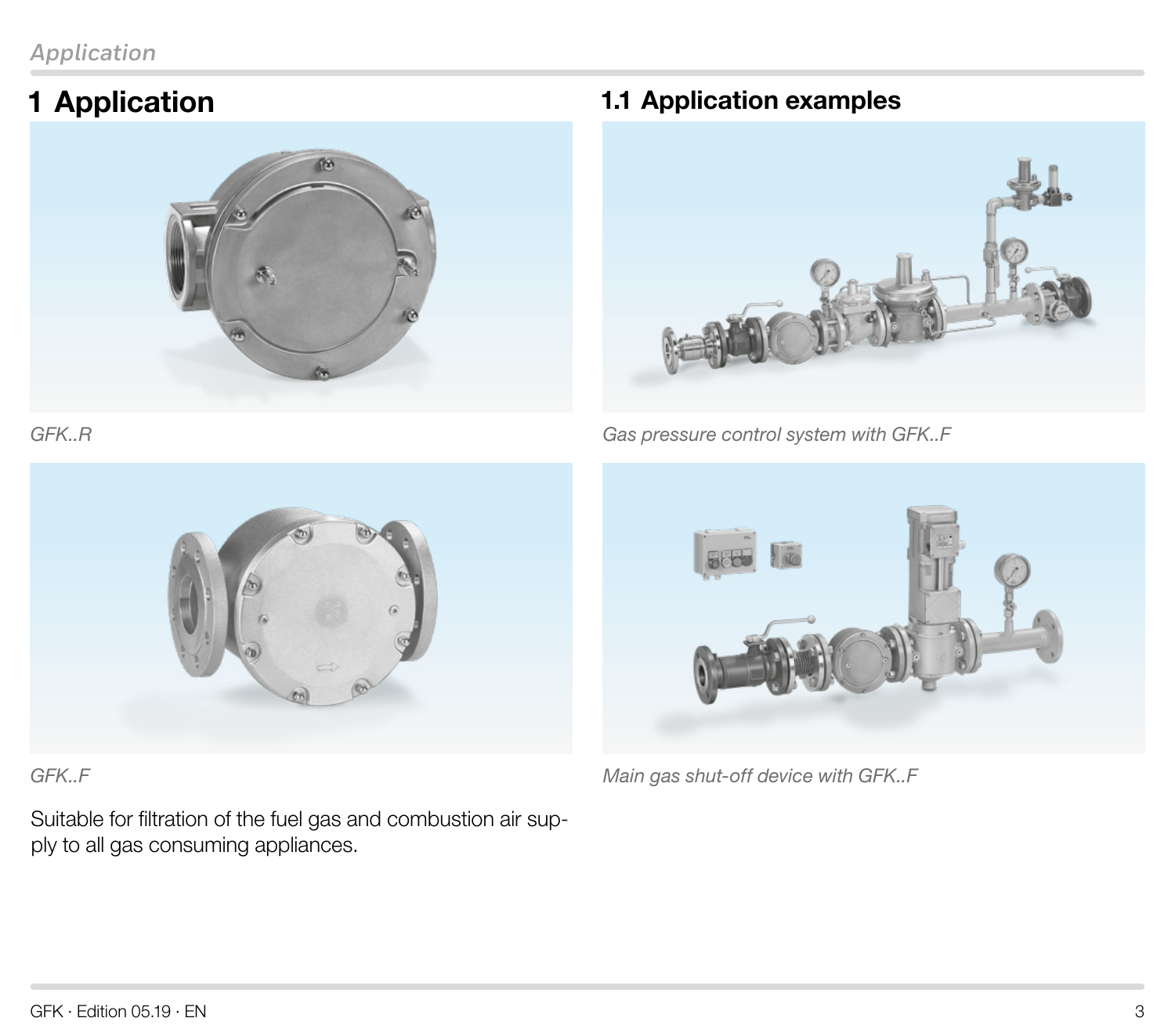# 1 Application

GFK..R

GFK..F

Suitable for filtration of the fuel gas and combustion air supply to all gas consuming appliances.

## 1.1 Application examples

Gas pressure control system with GFK..F

Main gas shut-off device with GFK..F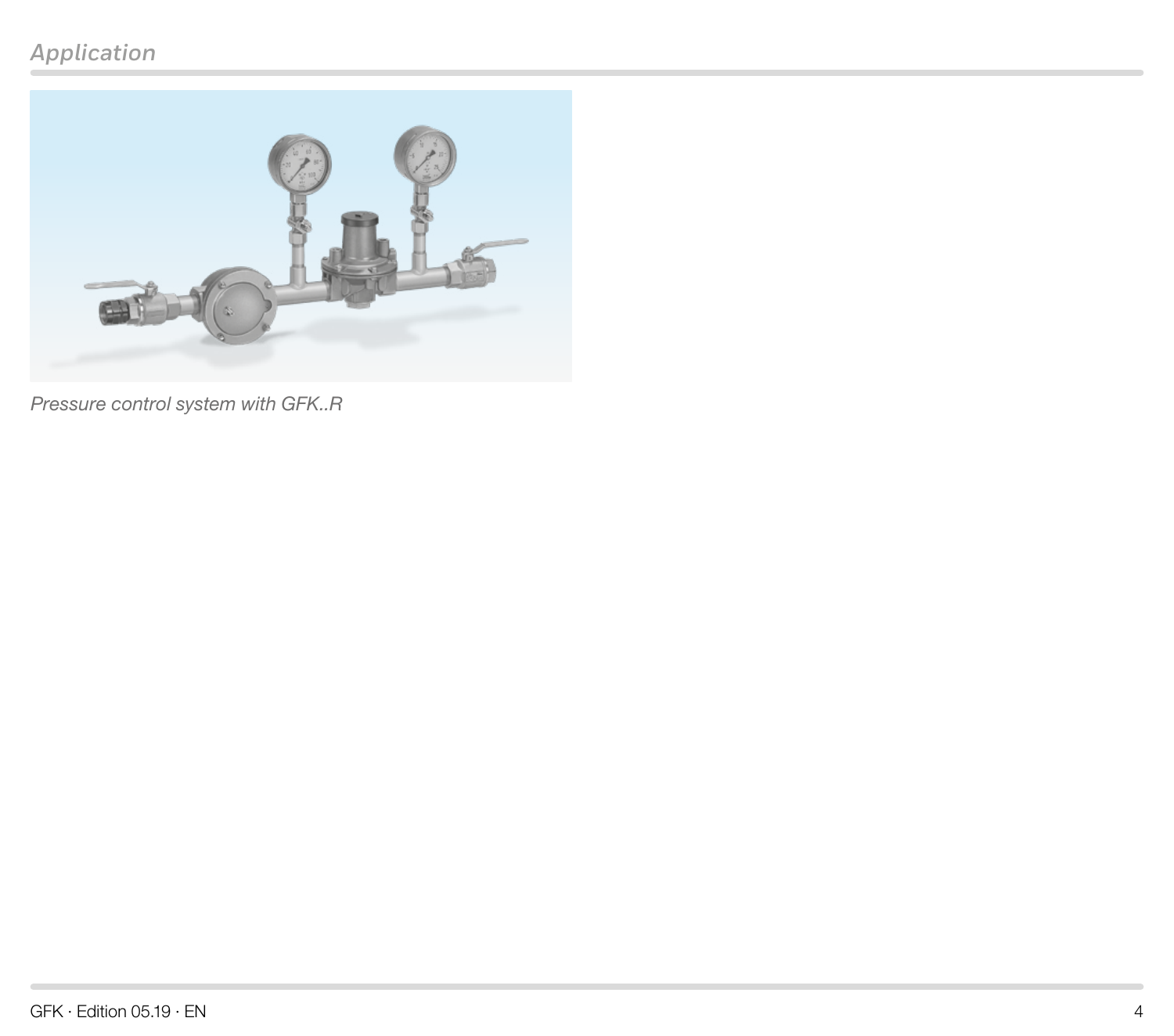## Application

*Pressure control system with GFK..R*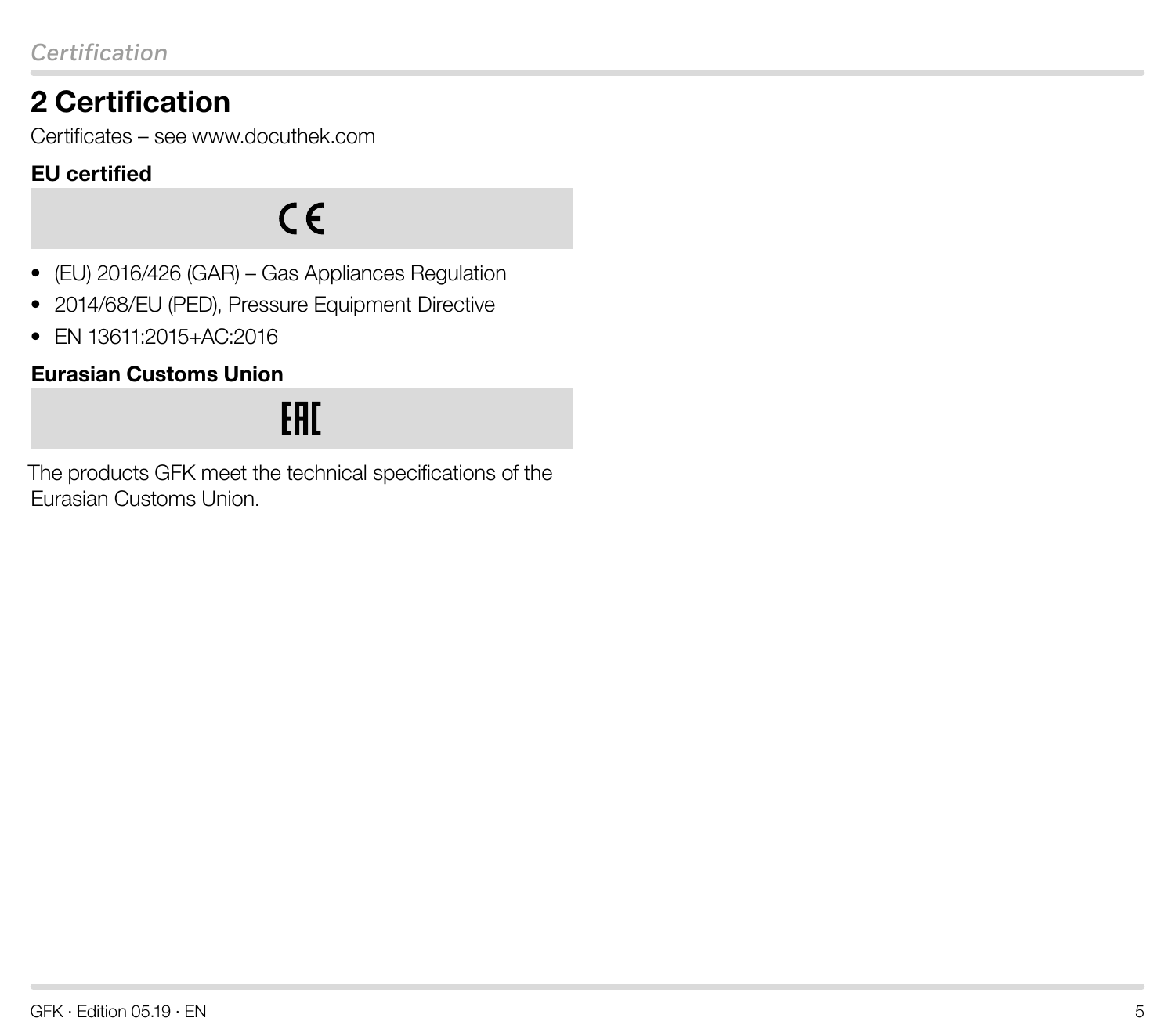## 2 Certification

Certificates – see www.docuthek.com

**EU certified**

CE

- (EU) 2016/426 (GAR) – Gas Appliances Regulation
- 2014/68/EU (PED), Pressure Equipment Directive
- EN 13611:2015+AC:2016

**Eurasian Customs Union**

EAC

The products GFK meet the technical specifications of the Eurasian Customs Union.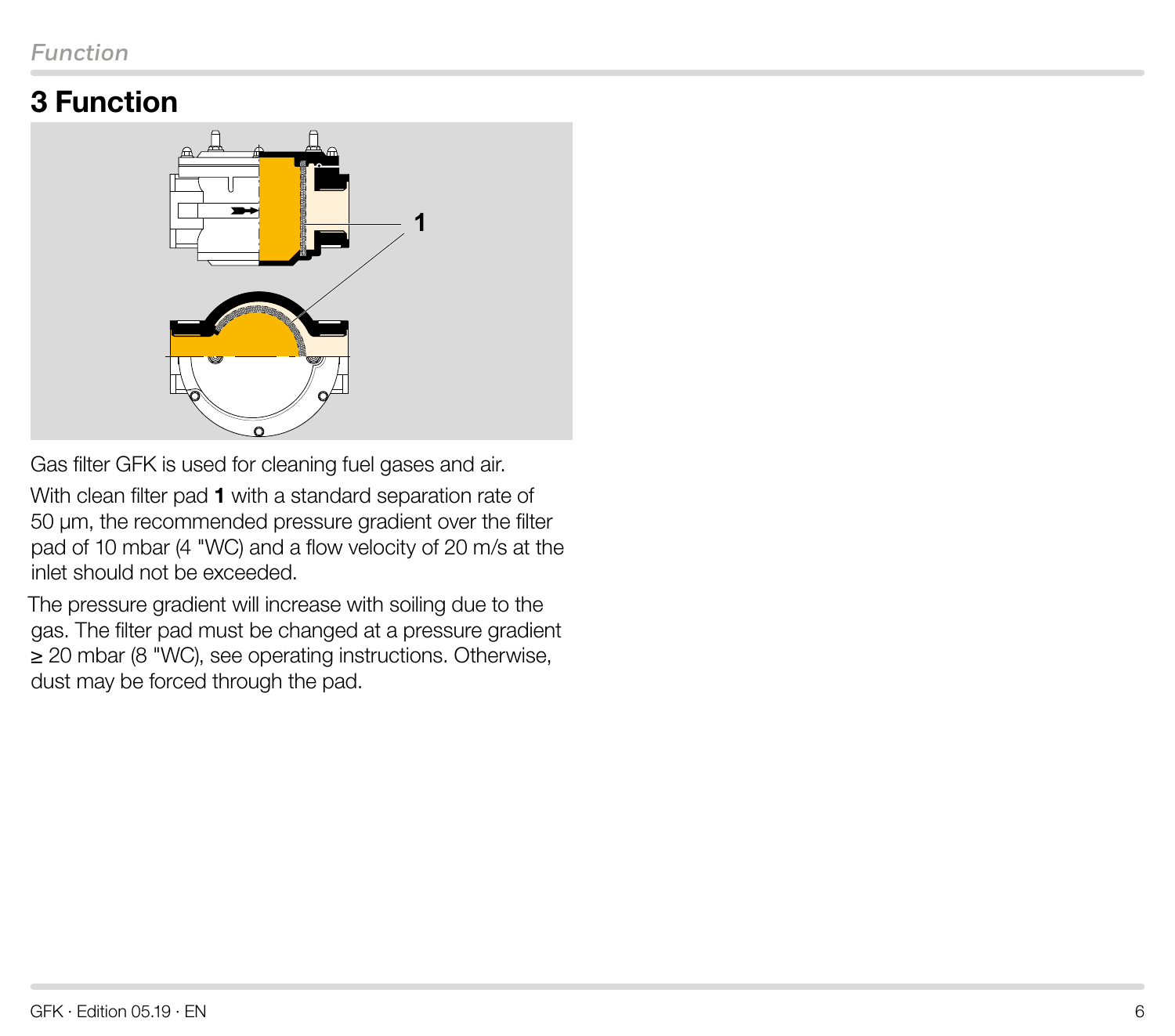# 3 Function

Gas filter GFK is used for cleaning fuel gases and air.

With clean filter pad **1** with a standard separation rate of 50 µm, the recommended pressure gradient over the filter pad of 10 mbar (4 "WC) and a flow velocity of 20 m/s at the inlet should not be exceeded.

The pressure gradient will increase with soiling due to the gas. The filter pad must be changed at a pressure gradient ≥ 20 mbar (8 "WC), see operating instructions. Otherwise, dust may be forced through the pad.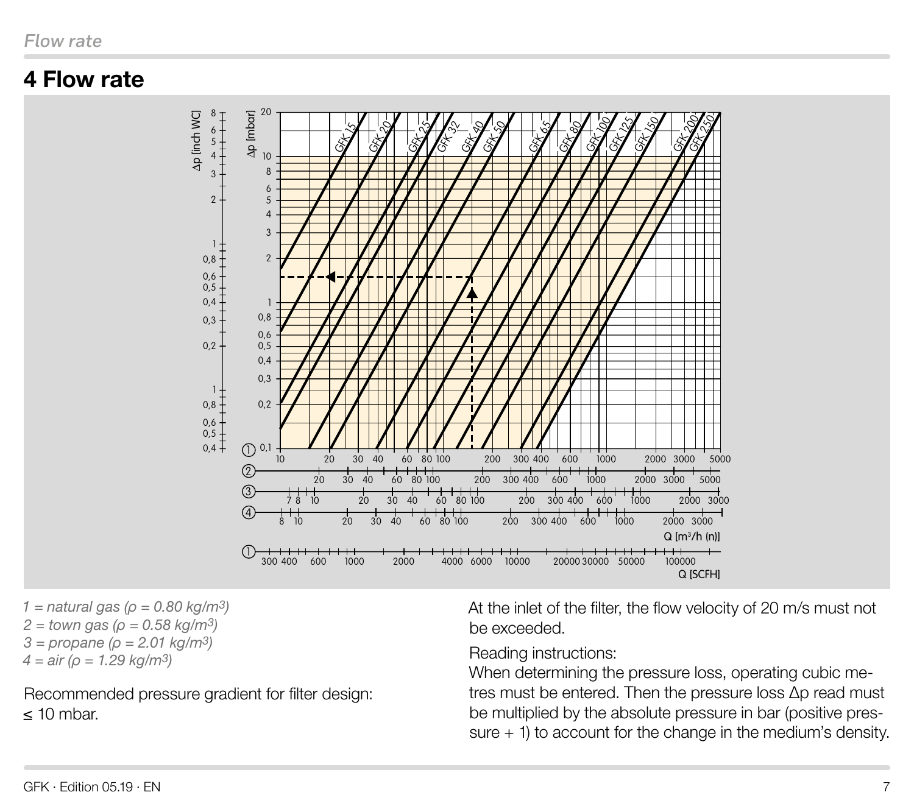# 4 Flow rate

1 = natural gas (ρ = 0.80 kg/m³)
2 = town gas (ρ = 0.58 kg/m³)
3 = propane (ρ = 2.01 kg/m³)
4 = air (ρ = 1.29 kg/m³)

Recommended pressure gradient for filter design: ≤ 10 mbar.

At the inlet of the filter, the flow velocity of 20 m/s must not be exceeded.

Reading instructions:
When determining the pressure loss, operating cubic metres must be entered. Then the pressure loss Δp read must be multiplied by the absolute pressure in bar (positive pressure + 1) to account for the change in the medium's density.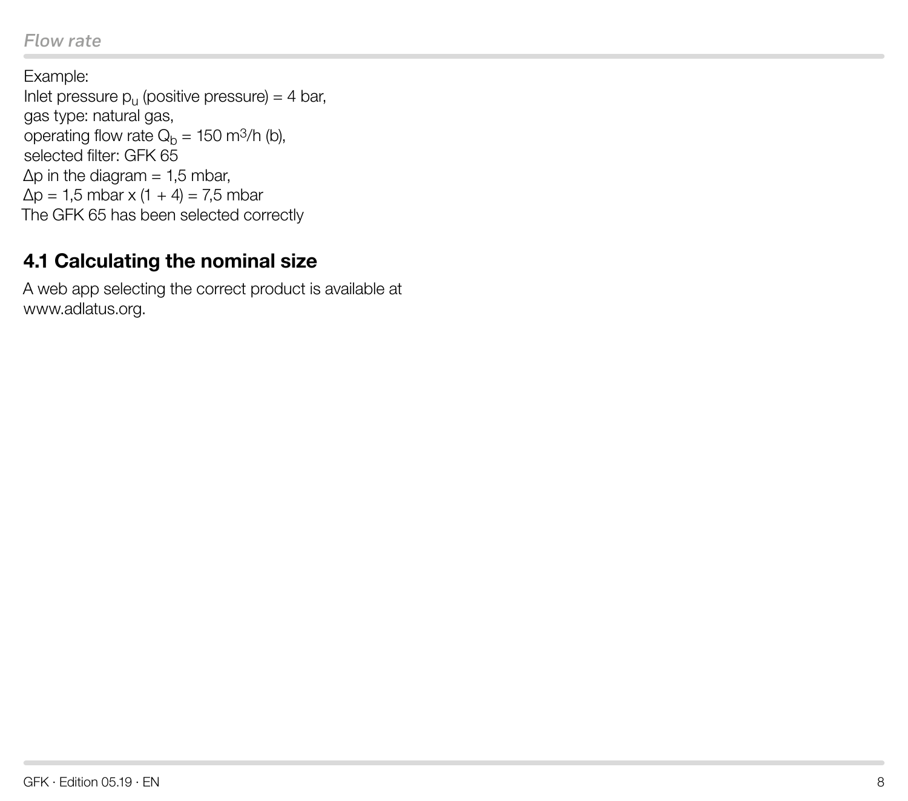Example:
Inlet pressure $p_u$ (positive pressure) = 4 bar,
gas type: natural gas,
operating flow rate $Q_b$ = 150 $m^3/h$ (b),
selected filter: GFK 65
$\Delta p$ in the diagram = 1,5 mbar,
$\Delta p$ = 1,5 mbar x (1 + 4) = 7,5 mbar
The GFK 65 has been selected correctly

## 4.1 Calculating the nominal size

A web app selecting the correct product is available at www.adlatus.org.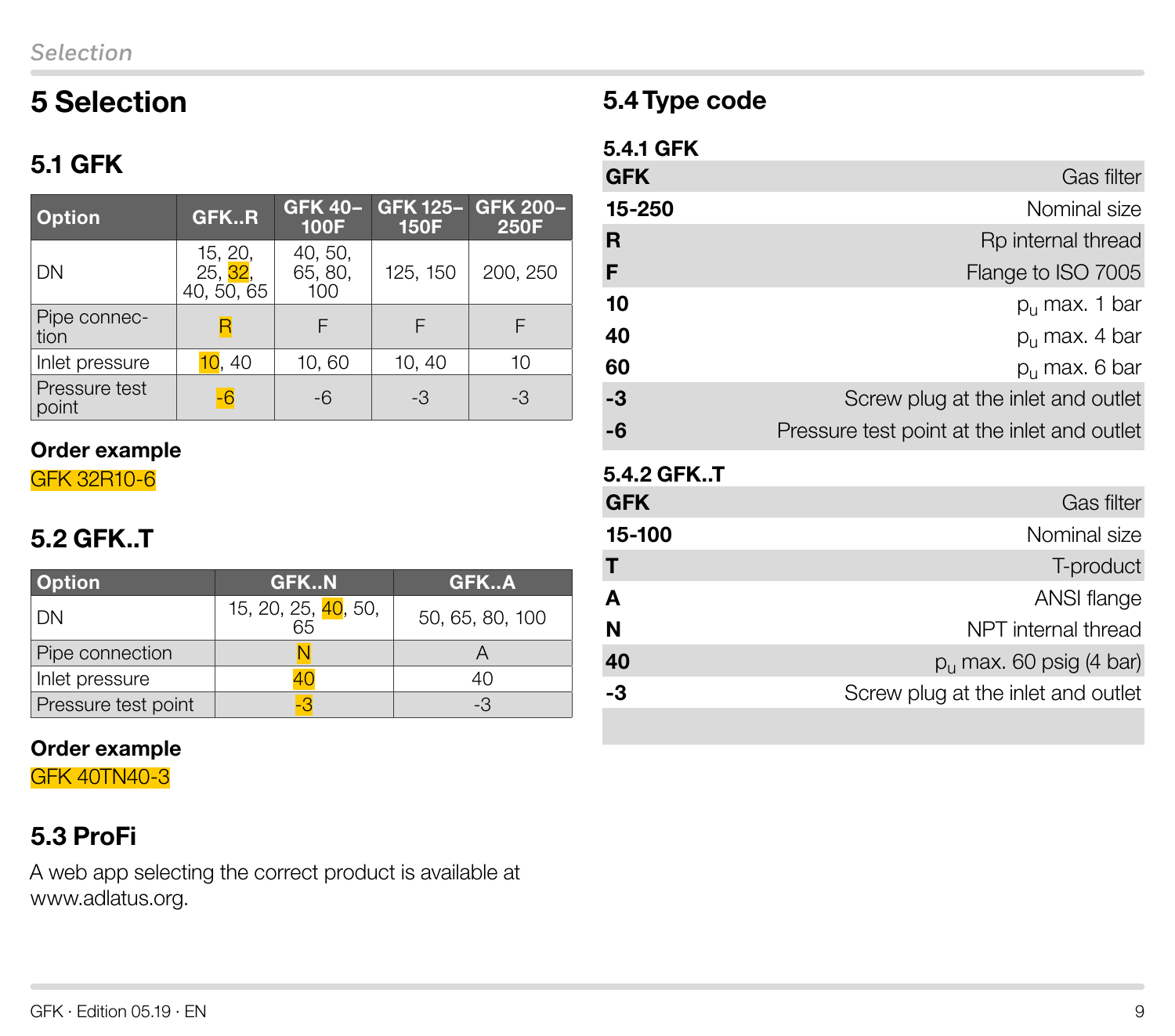# 5 Selection

## 5.1 GFK

| Option | GFK..R | GFK 40–100F | GFK 125–150F | GFK 200–250F |
|---|---|---|---|---|
| DN | 15, 20, 25, 32, 40, 50, 65 | 40, 50, 65, 80, 100 | 125, 150 | 200, 250 |
| Pipe connection | R | F | F | F |
| Inlet pressure | 10, 40 | 10, 60 | 10, 40 | 10 |
| Pressure test point | -6 | -6 | -3 | -3 |

**Order example**

GFK 32R10-6

## 5.2 GFK..T

| Option | GFK..N | GFK..A |
|---|---|---|
| DN | 15, 20, 25, 40, 50, 65 | 50, 65, 80, 100 |
| Pipe connection | N | A |
| Inlet pressure | 40 | 40 |
| Pressure test point | -3 | -3 |

**Order example**

GFK 40TN40-3

## 5.3 ProFi

A web app selecting the correct product is available at www.adlatus.org.

## 5.4 Type code

### 5.4.1 GFK

| | |
|---|---|
| **GFK** | Gas filter |
| **15-250** | Nominal size |
| **R** | Rp internal thread |
| **F** | Flange to ISO 7005 |
| **10** | $p_u$ max. 1 bar |
| **40** | $p_u$ max. 4 bar |
| **60** | $p_u$ max. 6 bar |
| **-3** | Screw plug at the inlet and outlet |
| **-6** | Pressure test point at the inlet and outlet |

### 5.4.2 GFK..T

| | |
|---|---|
| **GFK** | Gas filter |
| **15-100** | Nominal size |
| **T** | T-product |
| **A** | ANSI flange |
| **N** | NPT internal thread |
| **40** | $p_u$ max. 60 psig (4 bar) |
| **-3** | Screw plug at the inlet and outlet |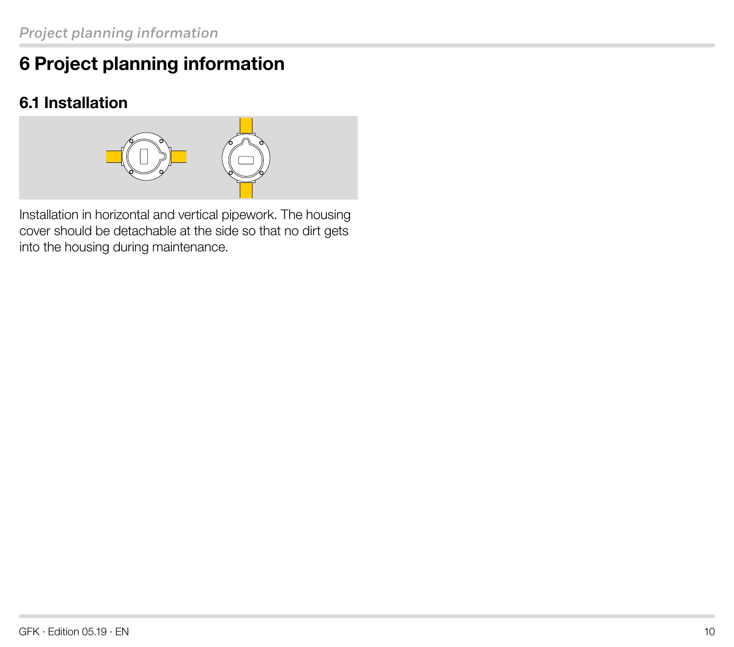# 6 Project planning information

## 6.1 Installation

Installation in horizontal and vertical pipework. The housing cover should be detachable at the side so that no dirt gets into the housing during maintenance.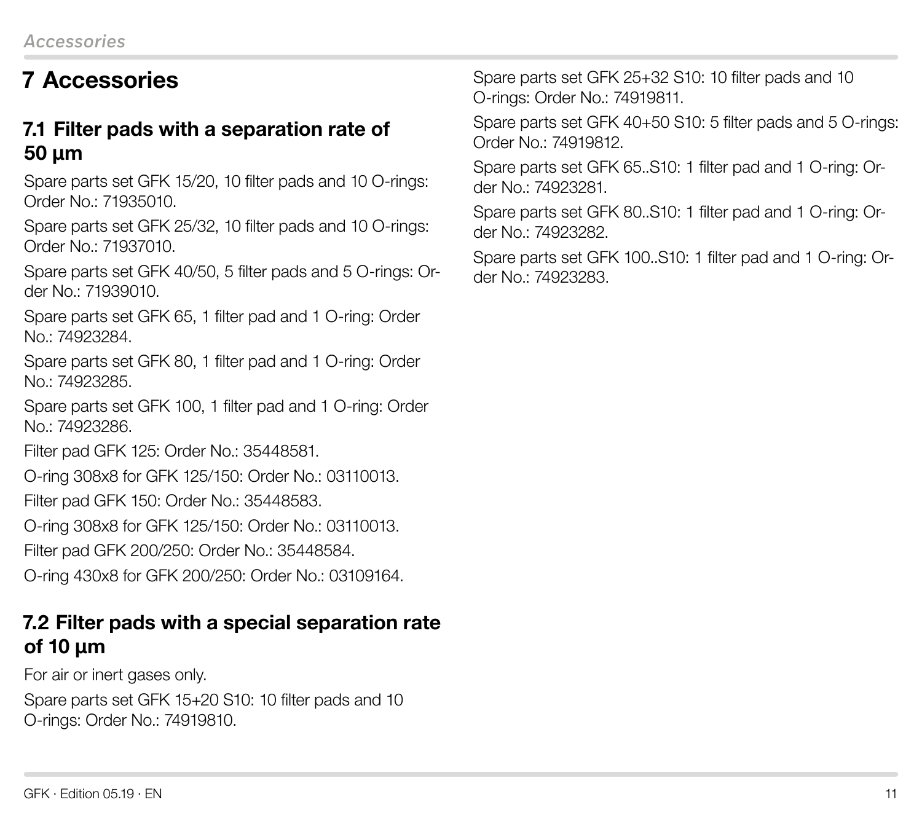# 7 Accessories

## 7.1 Filter pads with a separation rate of 50 µm

Spare parts set GFK 15/20, 10 filter pads and 10 O-rings: Order No.: 71935010.

Spare parts set GFK 25/32, 10 filter pads and 10 O-rings: Order No.: 71937010.

Spare parts set GFK 40/50, 5 filter pads and 5 O-rings: Order No.: 71939010.

Spare parts set GFK 65, 1 filter pad and 1 O-ring: Order No.: 74923284.

Spare parts set GFK 80, 1 filter pad and 1 O-ring: Order No.: 74923285.

Spare parts set GFK 100, 1 filter pad and 1 O-ring: Order No.: 74923286.

Filter pad GFK 125: Order No.: 35448581.

O-ring 308x8 for GFK 125/150: Order No.: 03110013.

Filter pad GFK 150: Order No.: 35448583.

O-ring 308x8 for GFK 125/150: Order No.: 03110013.

Filter pad GFK 200/250: Order No.: 35448584.

O-ring 430x8 for GFK 200/250: Order No.: 03109164.

## 7.2 Filter pads with a special separation rate of 10 µm

For air or inert gases only.

Spare parts set GFK 15+20 S10: 10 filter pads and 10 O-rings: Order No.: 74919810.

Spare parts set GFK 25+32 S10: 10 filter pads and 10 O-rings: Order No.: 74919811.

Spare parts set GFK 40+50 S10: 5 filter pads and 5 O-rings: Order No.: 74919812.

Spare parts set GFK 65..S10: 1 filter pad and 1 O-ring: Order No.: 74923281.

Spare parts set GFK 80..S10: 1 filter pad and 1 O-ring: Order No.: 74923282.

Spare parts set GFK 100..S10: 1 filter pad and 1 O-ring: Order No.: 74923283.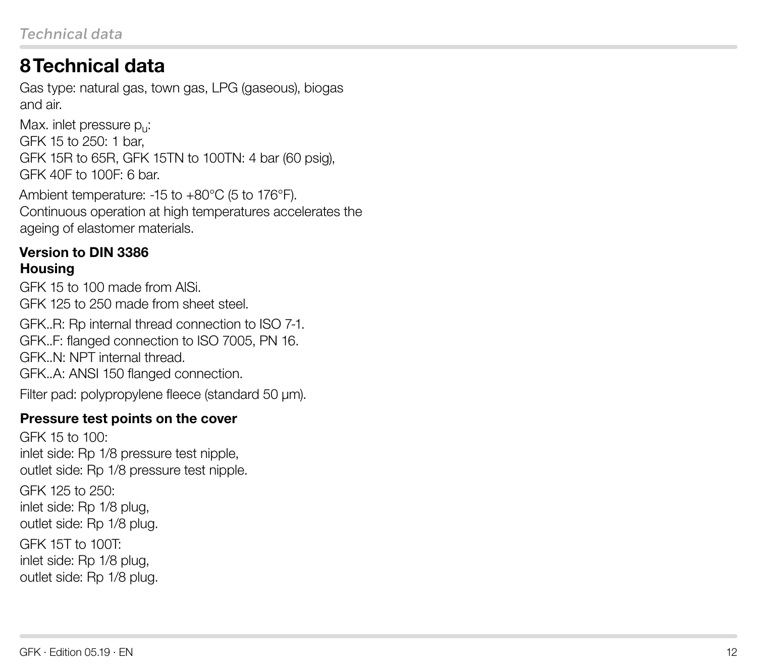# 8 Technical data

Gas type: natural gas, town gas, LPG (gaseous), biogas and air.

Max. inlet pressure $p_u$:
GFK 15 to 250: 1 bar,
GFK 15R to 65R, GFK 15TN to 100TN: 4 bar (60 psig),
GFK 40F to 100F: 6 bar.

Ambient temperature: -15 to +80°C (5 to 176°F).
Continuous operation at high temperatures accelerates the ageing of elastomer materials.

**Version to DIN 3386**
**Housing**

GFK 15 to 100 made from AlSi.
GFK 125 to 250 made from sheet steel.

GFK..R: Rp internal thread connection to ISO 7-1.
GFK..F: flanged connection to ISO 7005, PN 16.
GFK..N: NPT internal thread.
GFK..A: ANSI 150 flanged connection.

Filter pad: polypropylene fleece (standard 50 μm).

**Pressure test points on the cover**

GFK 15 to 100:
inlet side: Rp 1/8 pressure test nipple,
outlet side: Rp 1/8 pressure test nipple.

GFK 125 to 250:
inlet side: Rp 1/8 plug,
outlet side: Rp 1/8 plug.

GFK 15T to 100T:
inlet side: Rp 1/8 plug,
outlet side: Rp 1/8 plug.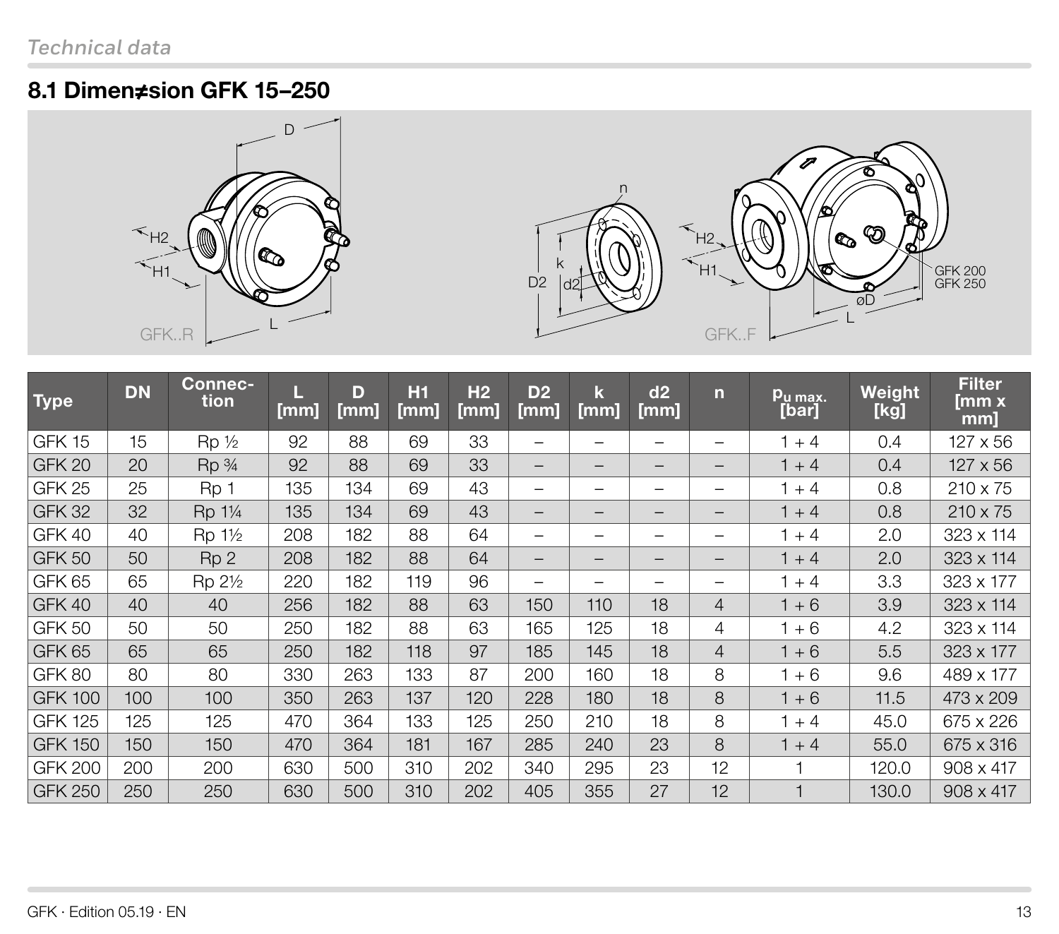## 8.1 Dimen≠sion GFK 15–250

| Type | DN | Connec­tion | L [mm] | D [mm] | H1 [mm] | H2 [mm] | D2 [mm] | k [mm] | d2 [mm] | n | $p_{u\,max.}$ [bar] | Weight [kg] | Filter [mm x mm] |
|---|---|---|---|---|---|---|---|---|---|---|---|---|---|
| GFK 15 | 15 | Rp ½ | 92 | 88 | 69 | 33 | – | – | – | – | 1 + 4 | 0.4 | 127 x 56 |
| GFK 20 | 20 | Rp ¾ | 92 | 88 | 69 | 33 | – | – | – | – | 1 + 4 | 0.4 | 127 x 56 |
| GFK 25 | 25 | Rp 1 | 135 | 134 | 69 | 43 | – | – | – | – | 1 + 4 | 0.8 | 210 x 75 |
| GFK 32 | 32 | Rp 1¼ | 135 | 134 | 69 | 43 | – | – | – | – | 1 + 4 | 0.8 | 210 x 75 |
| GFK 40 | 40 | Rp 1½ | 208 | 182 | 88 | 64 | – | – | – | – | 1 + 4 | 2.0 | 323 x 114 |
| GFK 50 | 50 | Rp 2 | 208 | 182 | 88 | 64 | – | – | – | – | 1 + 4 | 2.0 | 323 x 114 |
| GFK 65 | 65 | Rp 2½ | 220 | 182 | 119 | 96 | – | – | – | – | 1 + 4 | 3.3 | 323 x 177 |
| GFK 40 | 40 | 40 | 256 | 182 | 88 | 63 | 150 | 110 | 18 | 4 | 1 + 6 | 3.9 | 323 x 114 |
| GFK 50 | 50 | 50 | 250 | 182 | 88 | 63 | 165 | 125 | 18 | 4 | 1 + 6 | 4.2 | 323 x 114 |
| GFK 65 | 65 | 65 | 250 | 182 | 118 | 97 | 185 | 145 | 18 | 4 | 1 + 6 | 5.5 | 323 x 177 |
| GFK 80 | 80 | 80 | 330 | 263 | 133 | 87 | 200 | 160 | 18 | 8 | 1 + 6 | 9.6 | 489 x 177 |
| GFK 100 | 100 | 100 | 350 | 263 | 137 | 120 | 228 | 180 | 18 | 8 | 1 + 6 | 11.5 | 473 x 209 |
| GFK 125 | 125 | 125 | 470 | 364 | 133 | 125 | 250 | 210 | 18 | 8 | 1 + 4 | 45.0 | 675 x 226 |
| GFK 150 | 150 | 150 | 470 | 364 | 181 | 167 | 285 | 240 | 23 | 8 | 1 + 4 | 55.0 | 675 x 316 |
| GFK 200 | 200 | 200 | 630 | 500 | 310 | 202 | 340 | 295 | 23 | 12 | 1 | 120.0 | 908 x 417 |
| GFK 250 | 250 | 250 | 630 | 500 | 310 | 202 | 405 | 355 | 27 | 12 | 1 | 130.0 | 908 x 417 |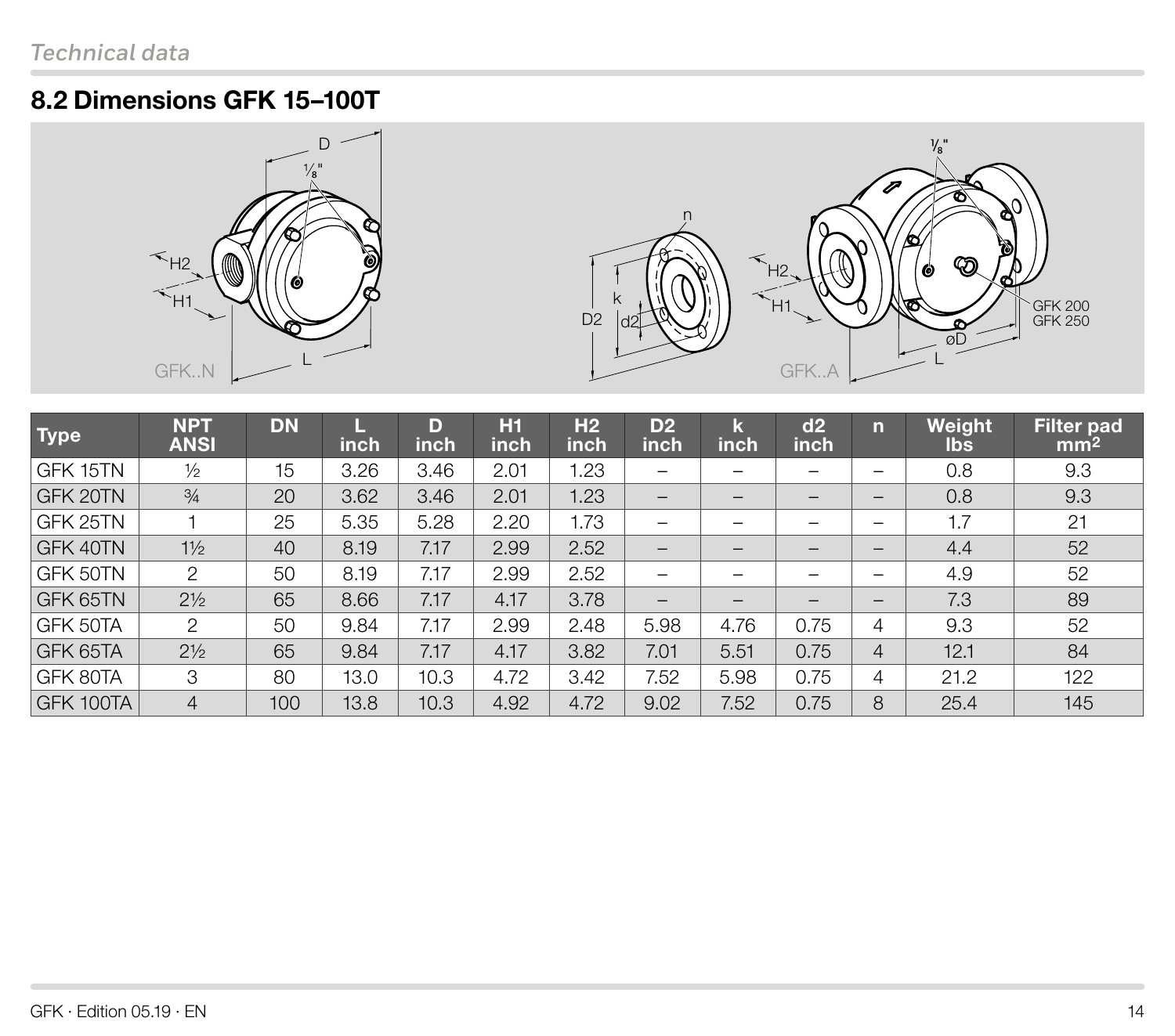## 8.2 Dimensions GFK 15–100T

| Type | NPT ANSI | DN | L inch | D inch | H1 inch | H2 inch | D2 inch | k inch | d2 inch | n | Weight lbs | Filter pad mm² |
|---|---|---|---|---|---|---|---|---|---|---|---|---|
| GFK 15TN | ½ | 15 | 3.26 | 3.46 | 2.01 | 1.23 | – | – | – | – | 0.8 | 9.3 |
| GFK 20TN | ¾ | 20 | 3.62 | 3.46 | 2.01 | 1.23 | – | – | – | – | 0.8 | 9.3 |
| GFK 25TN | 1 | 25 | 5.35 | 5.28 | 2.20 | 1.73 | – | – | – | – | 1.7 | 21 |
| GFK 40TN | 1½ | 40 | 8.19 | 7.17 | 2.99 | 2.52 | – | – | – | – | 4.4 | 52 |
| GFK 50TN | 2 | 50 | 8.19 | 7.17 | 2.99 | 2.52 | – | – | – | – | 4.9 | 52 |
| GFK 65TN | 2½ | 65 | 8.66 | 7.17 | 4.17 | 3.78 | – | – | – | – | 7.3 | 89 |
| GFK 50TA | 2 | 50 | 9.84 | 7.17 | 2.99 | 2.48 | 5.98 | 4.76 | 0.75 | 4 | 9.3 | 52 |
| GFK 65TA | 2½ | 65 | 9.84 | 7.17 | 4.17 | 3.82 | 7.01 | 5.51 | 0.75 | 4 | 12.1 | 84 |
| GFK 80TA | 3 | 80 | 13.0 | 10.3 | 4.72 | 3.42 | 7.52 | 5.98 | 0.75 | 4 | 21.2 | 122 |
| GFK 100TA | 4 | 100 | 13.8 | 10.3 | 4.92 | 4.72 | 9.02 | 7.52 | 0.75 | 8 | 25.4 | 145 |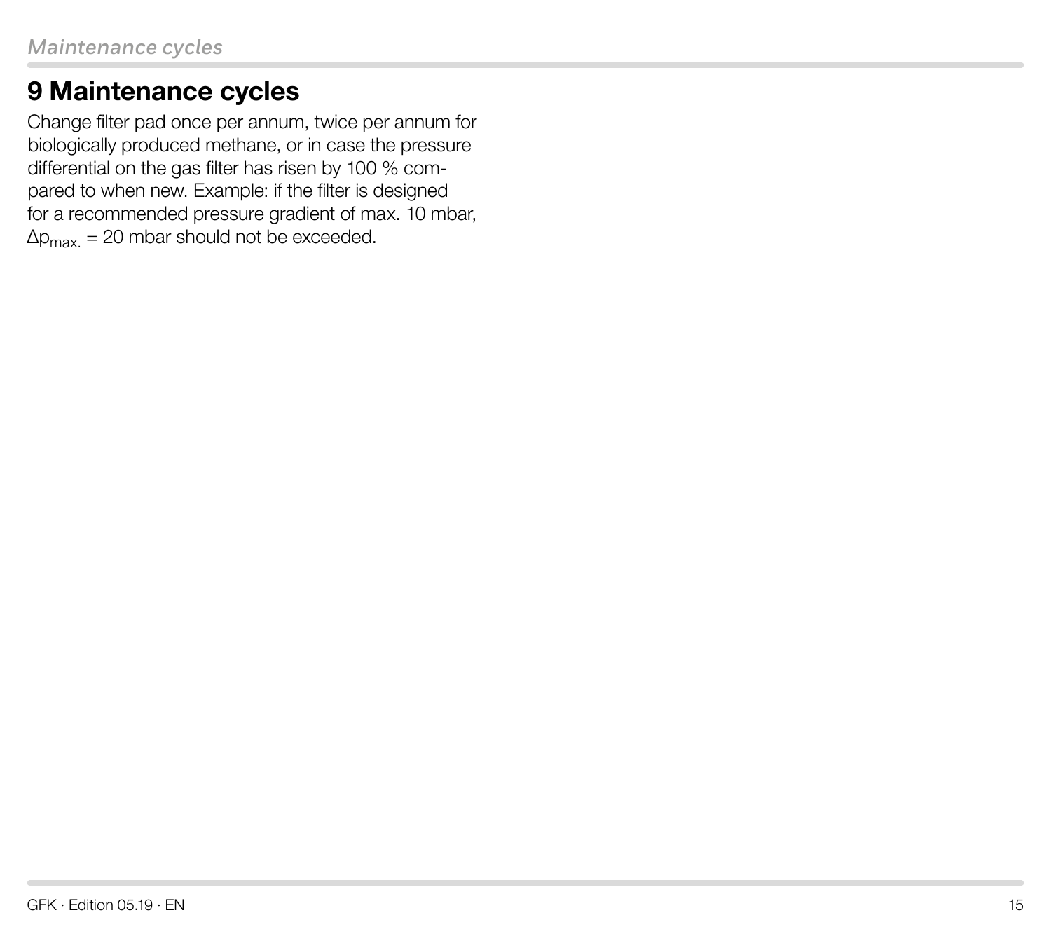# 9 Maintenance cycles

Change filter pad once per annum, twice per annum for biologically produced methane, or in case the pressure differential on the gas filter has risen by 100 % compared to when new. Example: if the filter is designed for a recommended pressure gradient of max. 10 mbar, $\Delta p_{max.}$ = 20 mbar should not be exceeded.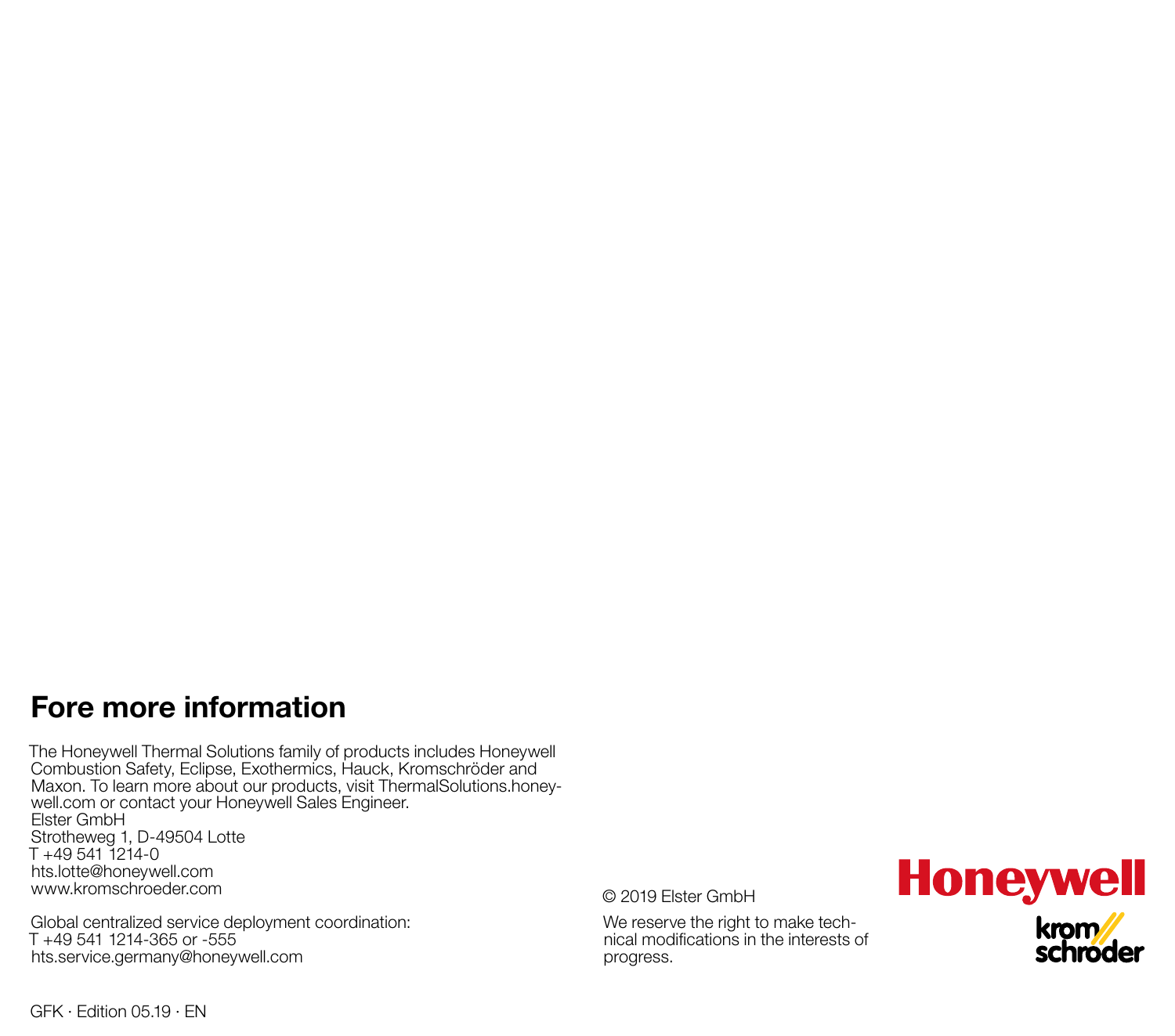## Fore more information

The Honeywell Thermal Solutions family of products includes Honeywell Combustion Safety, Eclipse, Exothermics, Hauck, Kromschröder and Maxon. To learn more about our products, visit ThermalSolutions.honeywell.com or contact your Honeywell Sales Engineer.
Elster GmbH
Strotheweg 1, D-49504 Lotte
T +49 541 1214-0
hts.lotte@honeywell.com
www.kromschroeder.com

Global centralized service deployment coordination:
T +49 541 1214-365 or -555
hts.service.germany@honeywell.com

© 2019 Elster GmbH

We reserve the right to make technical modifications in the interests of progress.

Honeywell

krom// schröder

GFK · Edition 05.19 · EN